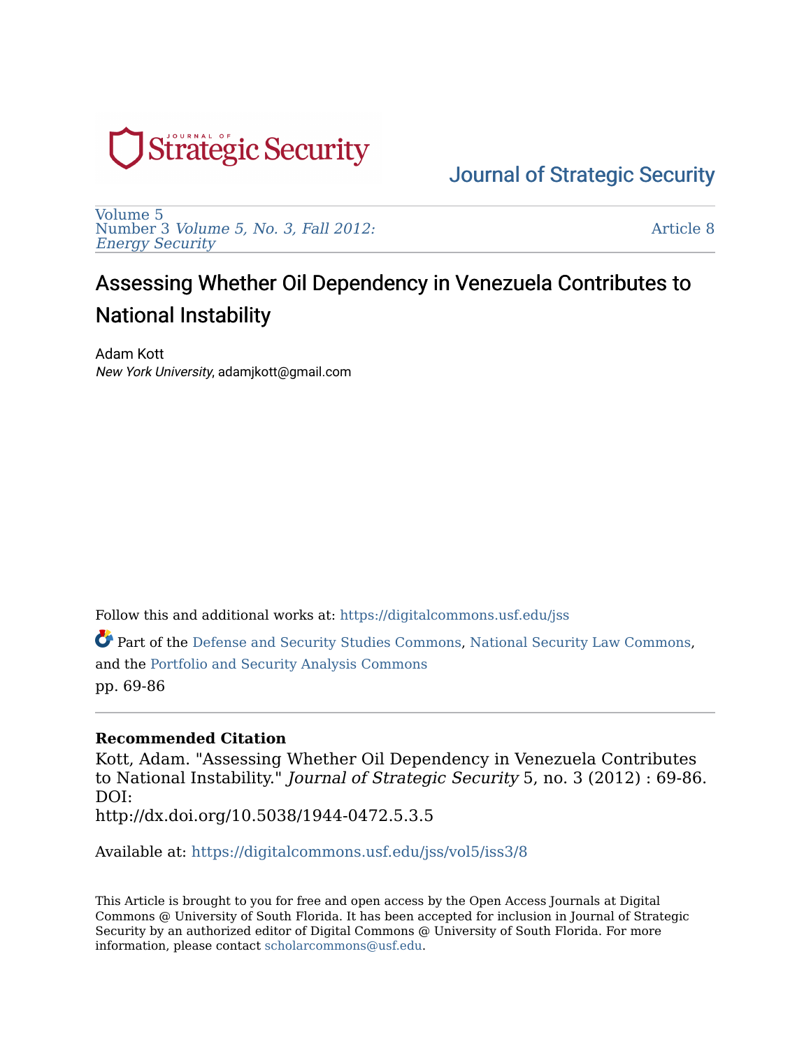Journal of Strategic Security

Volume 5
Number 3 *Volume 5, No. 3, Fall 2012: Energy Security*

Article 8

# Assessing Whether Oil Dependency in Venezuela Contributes to National Instability

Adam Kott
*New York University*, adamjkott@gmail.com

Follow this and additional works at: https://digitalcommons.usf.edu/jss

Part of the Defense and Security Studies Commons, National Security Law Commons, and the Portfolio and Security Analysis Commons
pp. 69-86

**Recommended Citation**
Kott, Adam. "Assessing Whether Oil Dependency in Venezuela Contributes to National Instability." *Journal of Strategic Security* 5, no. 3 (2012) : 69-86.
DOI:
http://dx.doi.org/10.5038/1944-0472.5.3.5

Available at: https://digitalcommons.usf.edu/jss/vol5/iss3/8

This Article is brought to you for free and open access by the Open Access Journals at Digital Commons @ University of South Florida. It has been accepted for inclusion in Journal of Strategic Security by an authorized editor of Digital Commons @ University of South Florida. For more information, please contact scholarcommons@usf.edu.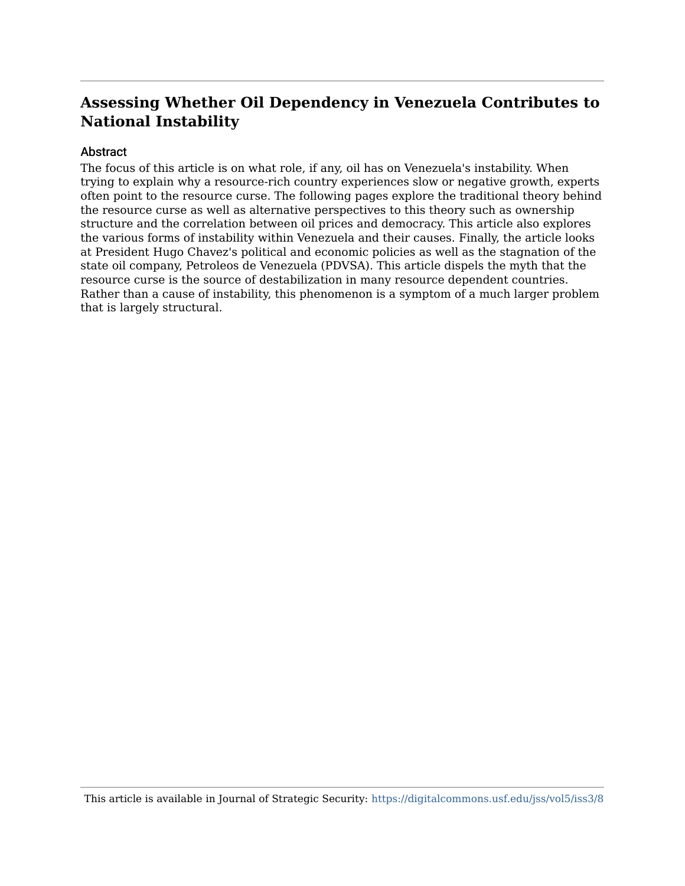# Assessing Whether Oil Dependency in Venezuela Contributes to National Instability

## Abstract

The focus of this article is on what role, if any, oil has on Venezuela's instability. When trying to explain why a resource-rich country experiences slow or negative growth, experts often point to the resource curse. The following pages explore the traditional theory behind the resource curse as well as alternative perspectives to this theory such as ownership structure and the correlation between oil prices and democracy. This article also explores the various forms of instability within Venezuela and their causes. Finally, the article looks at President Hugo Chavez's political and economic policies as well as the stagnation of the state oil company, Petroleos de Venezuela (PDVSA). This article dispels the myth that the resource curse is the source of destabilization in many resource dependent countries. Rather than a cause of instability, this phenomenon is a symptom of a much larger problem that is largely structural.

This article is available in Journal of Strategic Security: https://digitalcommons.usf.edu/jss/vol5/iss3/8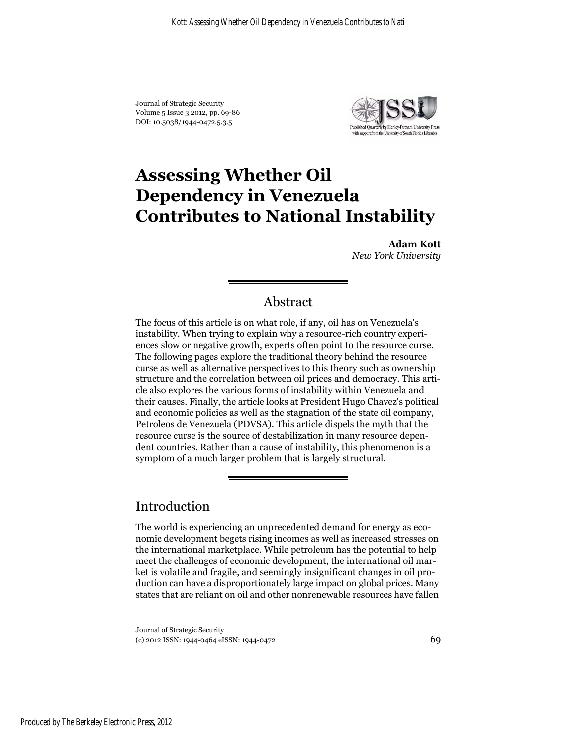Journal of Strategic Security
Volume 5 Issue 3 2012, pp. 69-86
DOI: 10.5038/1944-0472.5.3.5

# Assessing Whether Oil Dependency in Venezuela Contributes to National Instability

**Adam Kott**
*New York University*

## Abstract

The focus of this article is on what role, if any, oil has on Venezuela's instability. When trying to explain why a resource-rich country experiences slow or negative growth, experts often point to the resource curse. The following pages explore the traditional theory behind the resource curse as well as alternative perspectives to this theory such as ownership structure and the correlation between oil prices and democracy. This article also explores the various forms of instability within Venezuela and their causes. Finally, the article looks at President Hugo Chavez's political and economic policies as well as the stagnation of the state oil company, Petroleos de Venezuela (PDVSA). This article dispels the myth that the resource curse is the source of destabilization in many resource dependent countries. Rather than a cause of instability, this phenomenon is a symptom of a much larger problem that is largely structural.

## Introduction

The world is experiencing an unprecedented demand for energy as economic development begets rising incomes as well as increased stresses on the international marketplace. While petroleum has the potential to help meet the challenges of economic development, the international oil market is volatile and fragile, and seemingly insignificant changes in oil production can have a disproportionately large impact on global prices. Many states that are reliant on oil and other nonrenewable resources have fallen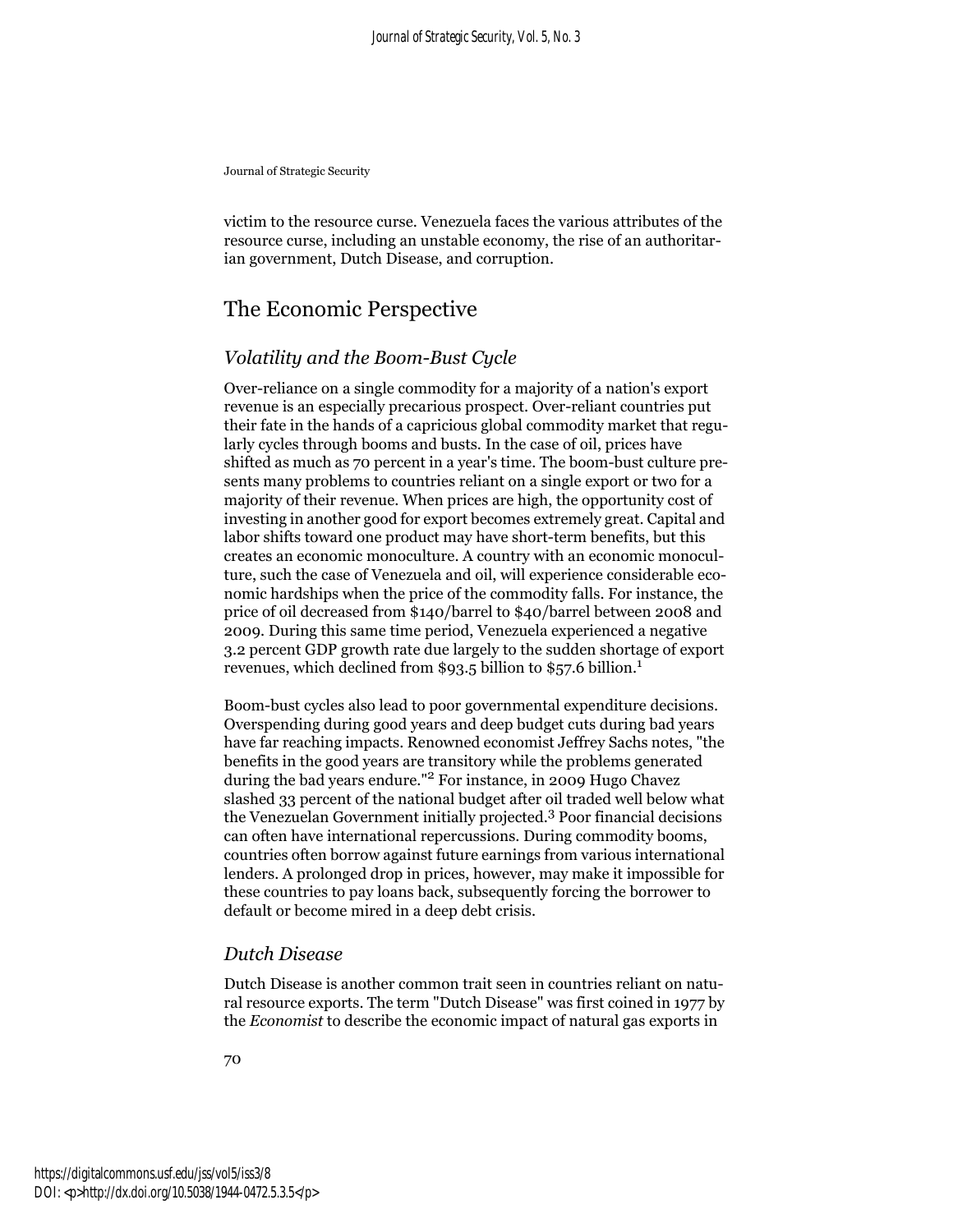victim to the resource curse. Venezuela faces the various attributes of the resource curse, including an unstable economy, the rise of an authoritarian government, Dutch Disease, and corruption.

## The Economic Perspective

### *Volatility and the Boom-Bust Cycle*

Over-reliance on a single commodity for a majority of a nation's export revenue is an especially precarious prospect. Over-reliant countries put their fate in the hands of a capricious global commodity market that regularly cycles through booms and busts. In the case of oil, prices have shifted as much as 70 percent in a year's time. The boom-bust culture presents many problems to countries reliant on a single export or two for a majority of their revenue. When prices are high, the opportunity cost of investing in another good for export becomes extremely great. Capital and labor shifts toward one product may have short-term benefits, but this creates an economic monoculture. A country with an economic monoculture, such the case of Venezuela and oil, will experience considerable economic hardships when the price of the commodity falls. For instance, the price of oil decreased from $140/barrel to $40/barrel between 2008 and 2009. During this same time period, Venezuela experienced a negative 3.2 percent GDP growth rate due largely to the sudden shortage of export revenues, which declined from $93.5 billion to $57.6 billion.[1]

Boom-bust cycles also lead to poor governmental expenditure decisions. Overspending during good years and deep budget cuts during bad years have far reaching impacts. Renowned economist Jeffrey Sachs notes, "the benefits in the good years are transitory while the problems generated during the bad years endure."[2] For instance, in 2009 Hugo Chavez slashed 33 percent of the national budget after oil traded well below what the Venezuelan Government initially projected.[3] Poor financial decisions can often have international repercussions. During commodity booms, countries often borrow against future earnings from various international lenders. A prolonged drop in prices, however, may make it impossible for these countries to pay loans back, subsequently forcing the borrower to default or become mired in a deep debt crisis.

### *Dutch Disease*

Dutch Disease is another common trait seen in countries reliant on natural resource exports. The term "Dutch Disease" was first coined in 1977 by the *Economist* to describe the economic impact of natural gas exports in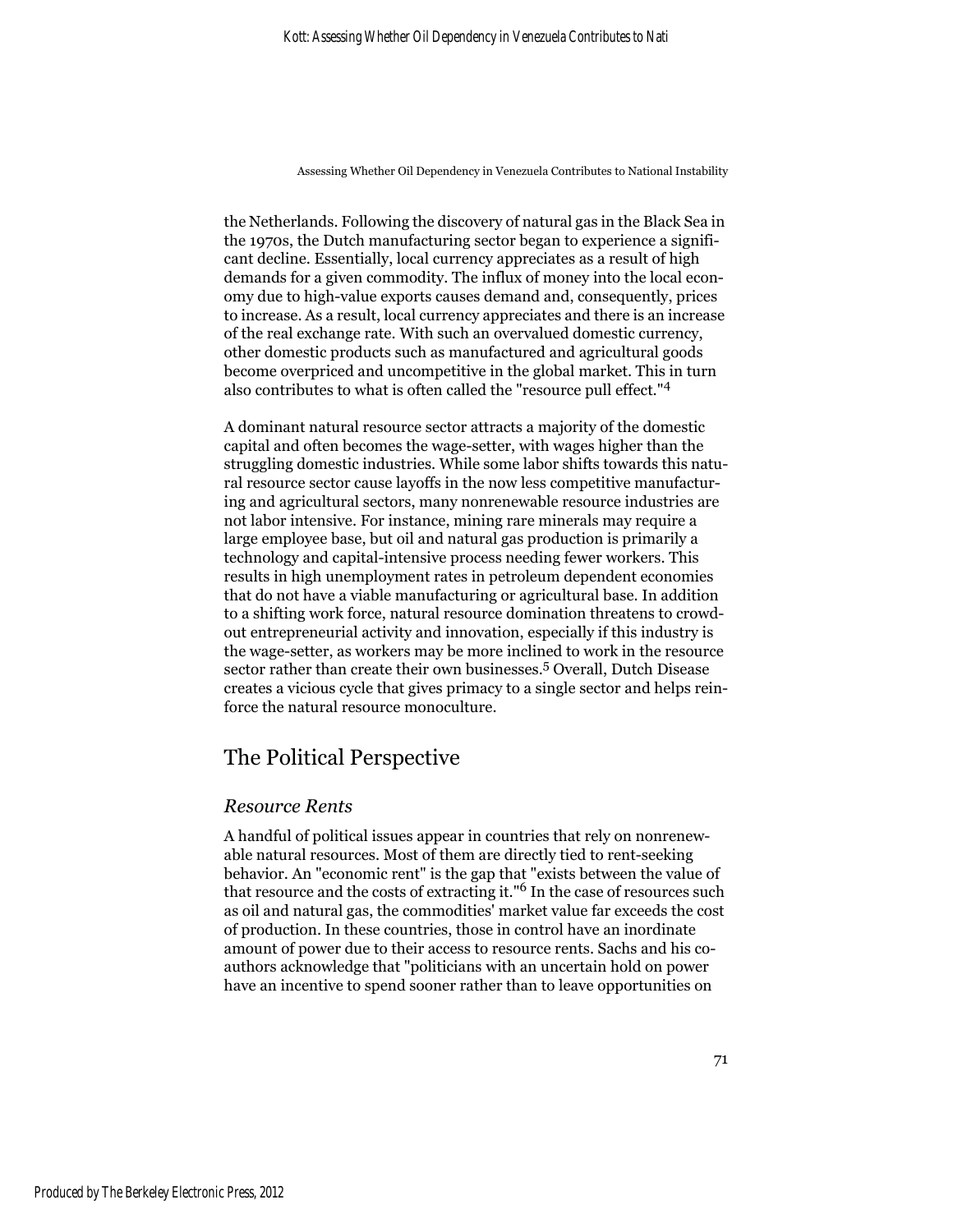the Netherlands. Following the discovery of natural gas in the Black Sea in the 1970s, the Dutch manufacturing sector began to experience a significant decline. Essentially, local currency appreciates as a result of high demands for a given commodity. The influx of money into the local economy due to high-value exports causes demand and, consequently, prices to increase. As a result, local currency appreciates and there is an increase of the real exchange rate. With such an overvalued domestic currency, other domestic products such as manufactured and agricultural goods become overpriced and uncompetitive in the global market. This in turn also contributes to what is often called the "resource pull effect."[4]

A dominant natural resource sector attracts a majority of the domestic capital and often becomes the wage-setter, with wages higher than the struggling domestic industries. While some labor shifts towards this natural resource sector cause layoffs in the now less competitive manufacturing and agricultural sectors, many nonrenewable resource industries are not labor intensive. For instance, mining rare minerals may require a large employee base, but oil and natural gas production is primarily a technology and capital-intensive process needing fewer workers. This results in high unemployment rates in petroleum dependent economies that do not have a viable manufacturing or agricultural base. In addition to a shifting work force, natural resource domination threatens to crowd-out entrepreneurial activity and innovation, especially if this industry is the wage-setter, as workers may be more inclined to work in the resource sector rather than create their own businesses.[5] Overall, Dutch Disease creates a vicious cycle that gives primacy to a single sector and helps reinforce the natural resource monoculture.

## The Political Perspective

### *Resource Rents*

A handful of political issues appear in countries that rely on nonrenewable natural resources. Most of them are directly tied to rent-seeking behavior. An "economic rent" is the gap that "exists between the value of that resource and the costs of extracting it."[6] In the case of resources such as oil and natural gas, the commodities' market value far exceeds the cost of production. In these countries, those in control have an inordinate amount of power due to their access to resource rents. Sachs and his co-authors acknowledge that "politicians with an uncertain hold on power have an incentive to spend sooner rather than to leave opportunities on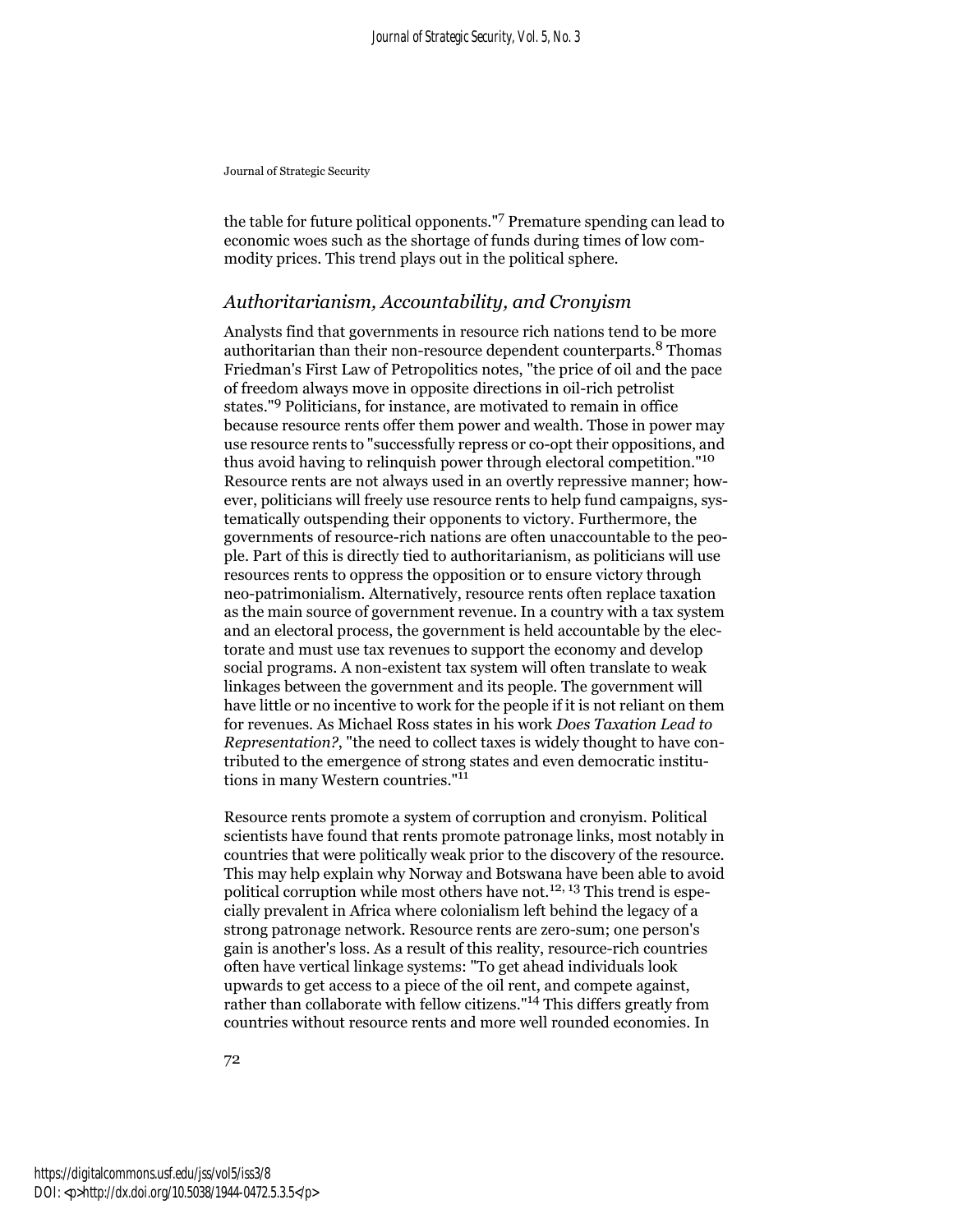the table for future political opponents."[7] Premature spending can lead to economic woes such as the shortage of funds during times of low commodity prices. This trend plays out in the political sphere.

### *Authoritarianism, Accountability, and Cronyism*

Analysts find that governments in resource rich nations tend to be more authoritarian than their non-resource dependent counterparts.[8] Thomas Friedman's First Law of Petropolitics notes, "the price of oil and the pace of freedom always move in opposite directions in oil-rich petrolist states."[9] Politicians, for instance, are motivated to remain in office because resource rents offer them power and wealth. Those in power may use resource rents to "successfully repress or co-opt their oppositions, and thus avoid having to relinquish power through electoral competition."[10] Resource rents are not always used in an overtly repressive manner; however, politicians will freely use resource rents to help fund campaigns, systematically outspending their opponents to victory. Furthermore, the governments of resource-rich nations are often unaccountable to the people. Part of this is directly tied to authoritarianism, as politicians will use resources rents to oppress the opposition or to ensure victory through neo-patrimonialism. Alternatively, resource rents often replace taxation as the main source of government revenue. In a country with a tax system and an electoral process, the government is held accountable by the electorate and must use tax revenues to support the economy and develop social programs. A non-existent tax system will often translate to weak linkages between the government and its people. The government will have little or no incentive to work for the people if it is not reliant on them for revenues. As Michael Ross states in his work *Does Taxation Lead to Representation?*, "the need to collect taxes is widely thought to have contributed to the emergence of strong states and even democratic institutions in many Western countries."[11]

Resource rents promote a system of corruption and cronyism. Political scientists have found that rents promote patronage links, most notably in countries that were politically weak prior to the discovery of the resource. This may help explain why Norway and Botswana have been able to avoid political corruption while most others have not.[12, 13] This trend is especially prevalent in Africa where colonialism left behind the legacy of a strong patronage network. Resource rents are zero-sum; one person's gain is another's loss. As a result of this reality, resource-rich countries often have vertical linkage systems: "To get ahead individuals look upwards to get access to a piece of the oil rent, and compete against, rather than collaborate with fellow citizens."[14] This differs greatly from countries without resource rents and more well rounded economies. In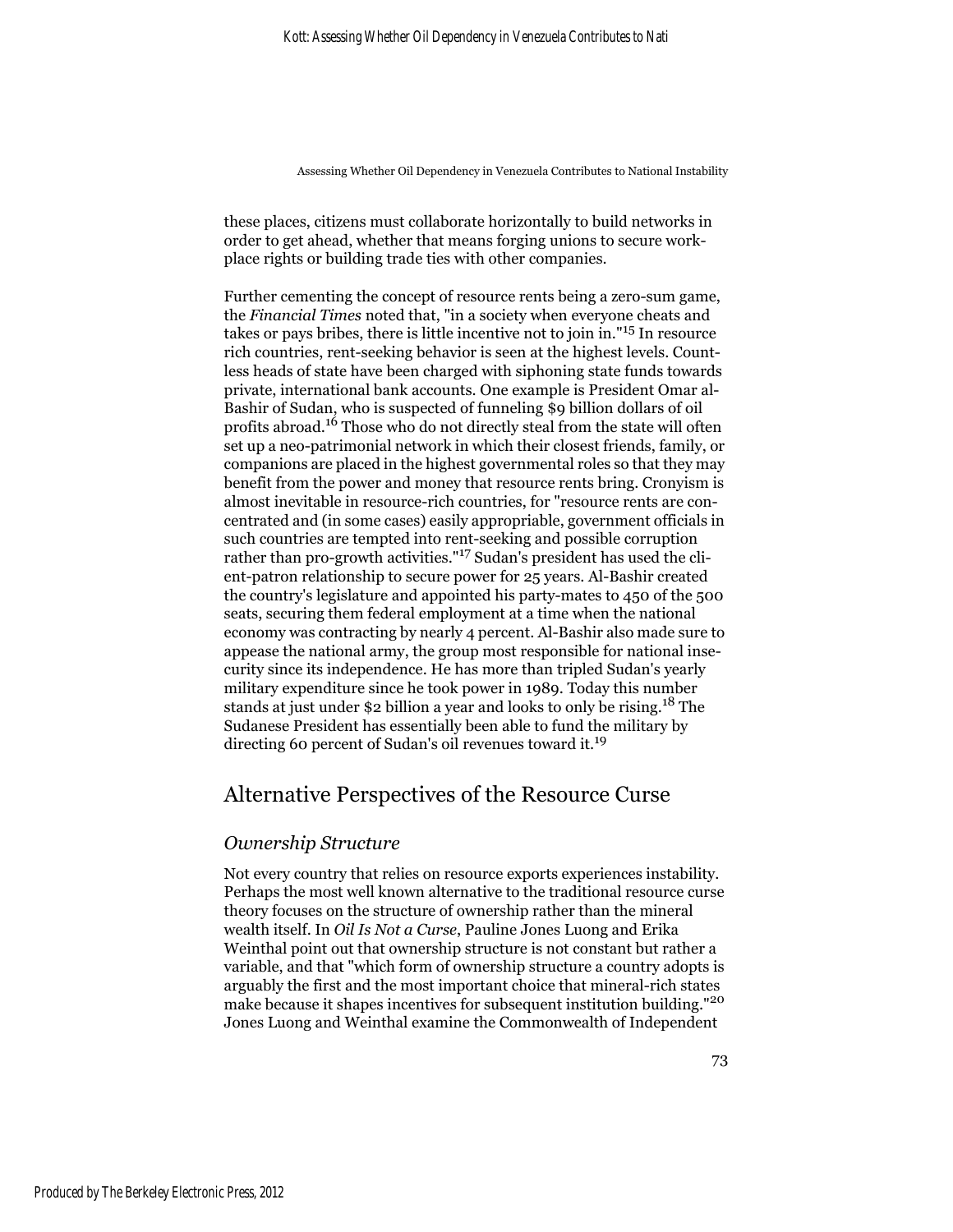these places, citizens must collaborate horizontally to build networks in order to get ahead, whether that means forging unions to secure workplace rights or building trade ties with other companies.

Further cementing the concept of resource rents being a zero-sum game, the *Financial Times* noted that, "in a society when everyone cheats and takes or pays bribes, there is little incentive not to join in."[15] In resource rich countries, rent-seeking behavior is seen at the highest levels. Countless heads of state have been charged with siphoning state funds towards private, international bank accounts. One example is President Omar al-Bashir of Sudan, who is suspected of funneling $9 billion dollars of oil profits abroad.[16] Those who do not directly steal from the state will often set up a neo-patrimonial network in which their closest friends, family, or companions are placed in the highest governmental roles so that they may benefit from the power and money that resource rents bring. Cronyism is almost inevitable in resource-rich countries, for "resource rents are concentrated and (in some cases) easily appropriable, government officials in such countries are tempted into rent-seeking and possible corruption rather than pro-growth activities."[17] Sudan's president has used the client-patron relationship to secure power for 25 years. Al-Bashir created the country's legislature and appointed his party-mates to 450 of the 500 seats, securing them federal employment at a time when the national economy was contracting by nearly 4 percent. Al-Bashir also made sure to appease the national army, the group most responsible for national insecurity since its independence. He has more than tripled Sudan's yearly military expenditure since he took power in 1989. Today this number stands at just under $2 billion a year and looks to only be rising.[18] The Sudanese President has essentially been able to fund the military by directing 60 percent of Sudan's oil revenues toward it.[19]

## Alternative Perspectives of the Resource Curse

### *Ownership Structure*

Not every country that relies on resource exports experiences instability. Perhaps the most well known alternative to the traditional resource curse theory focuses on the structure of ownership rather than the mineral wealth itself. In *Oil Is Not a Curse*, Pauline Jones Luong and Erika Weinthal point out that ownership structure is not constant but rather a variable, and that "which form of ownership structure a country adopts is arguably the first and the most important choice that mineral-rich states make because it shapes incentives for subsequent institution building."[20] Jones Luong and Weinthal examine the Commonwealth of Independent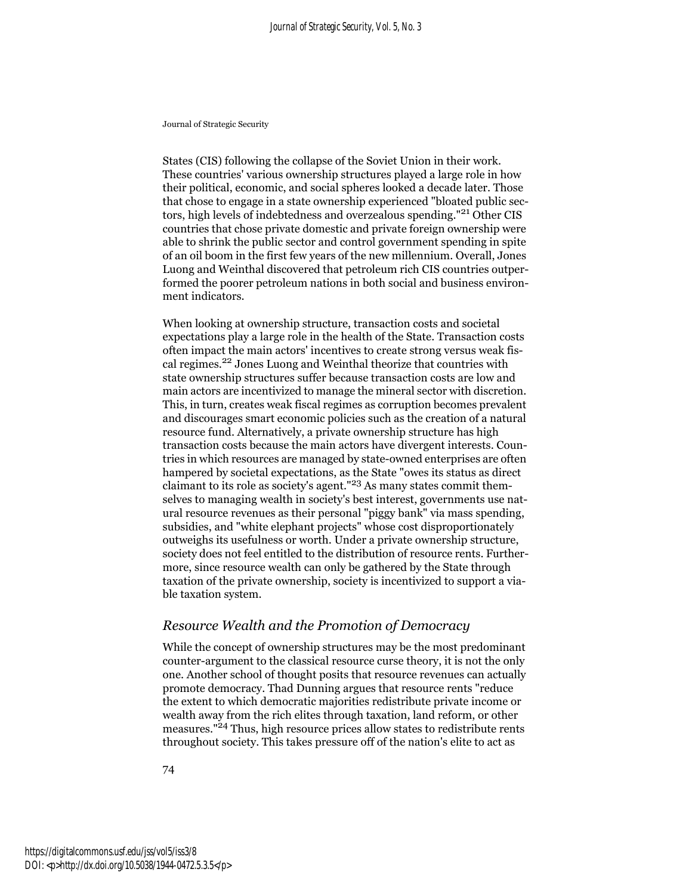States (CIS) following the collapse of the Soviet Union in their work. These countries' various ownership structures played a large role in how their political, economic, and social spheres looked a decade later. Those that chose to engage in a state ownership experienced "bloated public sectors, high levels of indebtedness and overzealous spending."[21] Other CIS countries that chose private domestic and private foreign ownership were able to shrink the public sector and control government spending in spite of an oil boom in the first few years of the new millennium. Overall, Jones Luong and Weinthal discovered that petroleum rich CIS countries outperformed the poorer petroleum nations in both social and business environment indicators.

When looking at ownership structure, transaction costs and societal expectations play a large role in the health of the State. Transaction costs often impact the main actors' incentives to create strong versus weak fiscal regimes.[22] Jones Luong and Weinthal theorize that countries with state ownership structures suffer because transaction costs are low and main actors are incentivized to manage the mineral sector with discretion. This, in turn, creates weak fiscal regimes as corruption becomes prevalent and discourages smart economic policies such as the creation of a natural resource fund. Alternatively, a private ownership structure has high transaction costs because the main actors have divergent interests. Countries in which resources are managed by state-owned enterprises are often hampered by societal expectations, as the State "owes its status as direct claimant to its role as society's agent."[23] As many states commit themselves to managing wealth in society's best interest, governments use natural resource revenues as their personal "piggy bank" via mass spending, subsidies, and "white elephant projects" whose cost disproportionately outweighs its usefulness or worth. Under a private ownership structure, society does not feel entitled to the distribution of resource rents. Furthermore, since resource wealth can only be gathered by the State through taxation of the private ownership, society is incentivized to support a viable taxation system.

## *Resource Wealth and the Promotion of Democracy*

While the concept of ownership structures may be the most predominant counter-argument to the classical resource curse theory, it is not the only one. Another school of thought posits that resource revenues can actually promote democracy. Thad Dunning argues that resource rents "reduce the extent to which democratic majorities redistribute private income or wealth away from the rich elites through taxation, land reform, or other measures."[24] Thus, high resource prices allow states to redistribute rents throughout society. This takes pressure off of the nation's elite to act as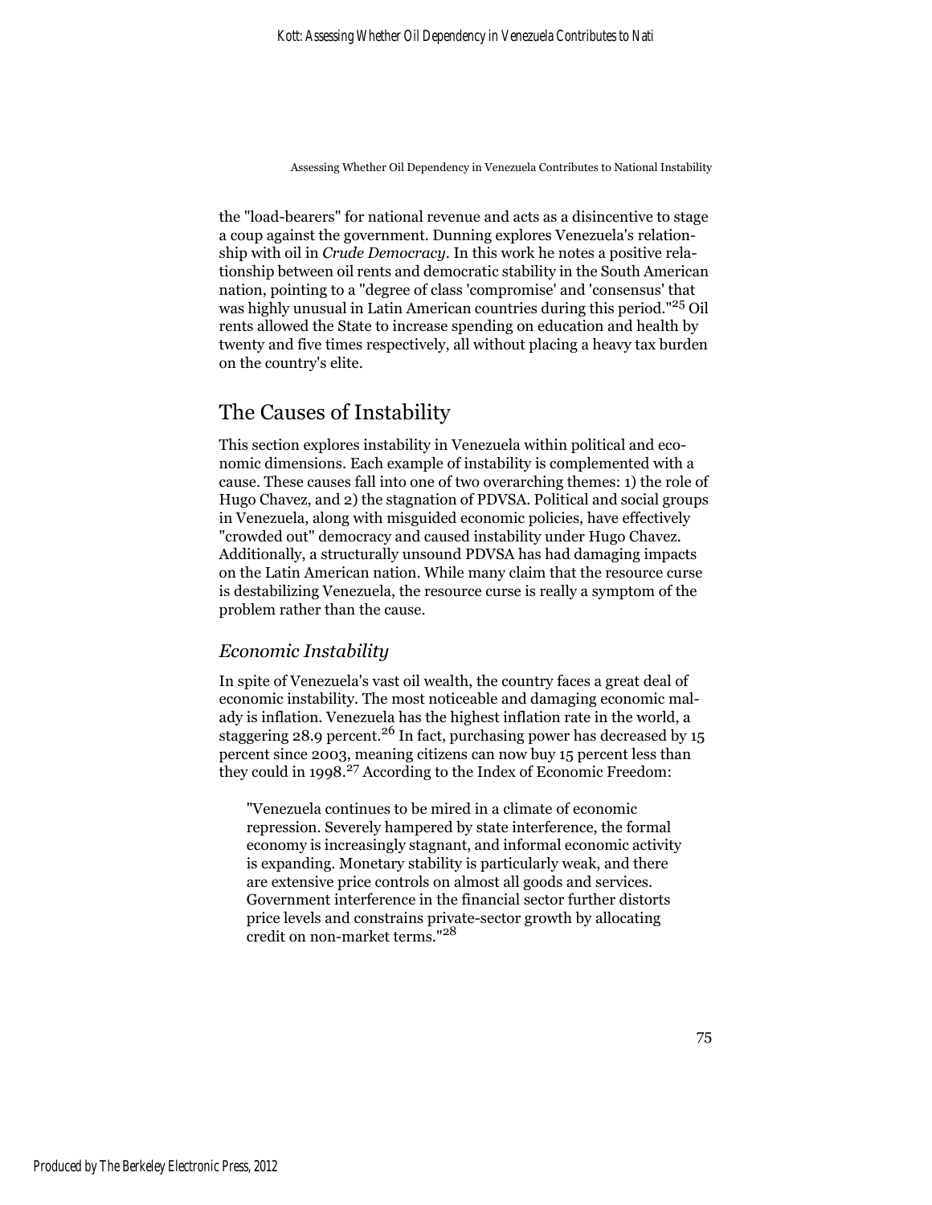the "load-bearers" for national revenue and acts as a disincentive to stage a coup against the government. Dunning explores Venezuela's relationship with oil in *Crude Democracy*. In this work he notes a positive relationship between oil rents and democratic stability in the South American nation, pointing to a "degree of class 'compromise' and 'consensus' that was highly unusual in Latin American countries during this period."[25] Oil rents allowed the State to increase spending on education and health by twenty and five times respectively, all without placing a heavy tax burden on the country's elite.

## The Causes of Instability

This section explores instability in Venezuela within political and economic dimensions. Each example of instability is complemented with a cause. These causes fall into one of two overarching themes: 1) the role of Hugo Chavez, and 2) the stagnation of PDVSA. Political and social groups in Venezuela, along with misguided economic policies, have effectively "crowded out" democracy and caused instability under Hugo Chavez. Additionally, a structurally unsound PDVSA has had damaging impacts on the Latin American nation. While many claim that the resource curse is destabilizing Venezuela, the resource curse is really a symptom of the problem rather than the cause.

### *Economic Instability*

In spite of Venezuela's vast oil wealth, the country faces a great deal of economic instability. The most noticeable and damaging economic malady is inflation. Venezuela has the highest inflation rate in the world, a staggering 28.9 percent.[26] In fact, purchasing power has decreased by 15 percent since 2003, meaning citizens can now buy 15 percent less than they could in 1998.[27] According to the Index of Economic Freedom:

> "Venezuela continues to be mired in a climate of economic repression. Severely hampered by state interference, the formal economy is increasingly stagnant, and informal economic activity is expanding. Monetary stability is particularly weak, and there are extensive price controls on almost all goods and services. Government interference in the financial sector further distorts price levels and constrains private-sector growth by allocating credit on non-market terms."[28]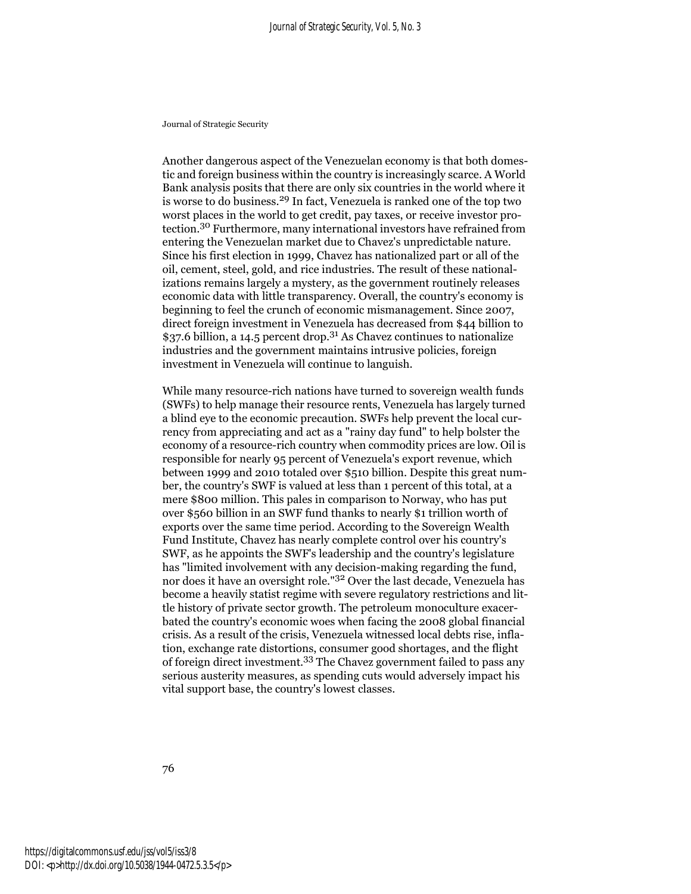Another dangerous aspect of the Venezuelan economy is that both domestic and foreign business within the country is increasingly scarce. A World Bank analysis posits that there are only six countries in the world where it is worse to do business.[29] In fact, Venezuela is ranked one of the top two worst places in the world to get credit, pay taxes, or receive investor protection.[30] Furthermore, many international investors have refrained from entering the Venezuelan market due to Chavez's unpredictable nature. Since his first election in 1999, Chavez has nationalized part or all of the oil, cement, steel, gold, and rice industries. The result of these nationalizations remains largely a mystery, as the government routinely releases economic data with little transparency. Overall, the country's economy is beginning to feel the crunch of economic mismanagement. Since 2007, direct foreign investment in Venezuela has decreased from $44 billion to $37.6 billion, a 14.5 percent drop.[31] As Chavez continues to nationalize industries and the government maintains intrusive policies, foreign investment in Venezuela will continue to languish.

While many resource-rich nations have turned to sovereign wealth funds (SWFs) to help manage their resource rents, Venezuela has largely turned a blind eye to the economic precaution. SWFs help prevent the local currency from appreciating and act as a "rainy day fund" to help bolster the economy of a resource-rich country when commodity prices are low. Oil is responsible for nearly 95 percent of Venezuela's export revenue, which between 1999 and 2010 totaled over $510 billion. Despite this great number, the country's SWF is valued at less than 1 percent of this total, at a mere $800 million. This pales in comparison to Norway, who has put over $560 billion in an SWF fund thanks to nearly $1 trillion worth of exports over the same time period. According to the Sovereign Wealth Fund Institute, Chavez has nearly complete control over his country's SWF, as he appoints the SWF's leadership and the country's legislature has "limited involvement with any decision-making regarding the fund, nor does it have an oversight role."[32] Over the last decade, Venezuela has become a heavily statist regime with severe regulatory restrictions and little history of private sector growth. The petroleum monoculture exacerbated the country's economic woes when facing the 2008 global financial crisis. As a result of the crisis, Venezuela witnessed local debts rise, inflation, exchange rate distortions, consumer good shortages, and the flight of foreign direct investment.[33] The Chavez government failed to pass any serious austerity measures, as spending cuts would adversely impact his vital support base, the country's lowest classes.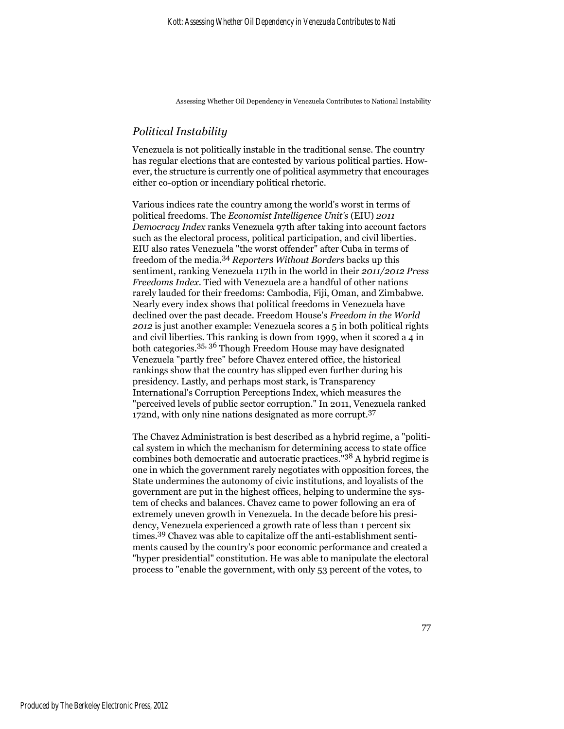## *Political Instability*

Venezuela is not politically instable in the traditional sense. The country has regular elections that are contested by various political parties. However, the structure is currently one of political asymmetry that encourages either co-option or incendiary political rhetoric.

Various indices rate the country among the world's worst in terms of political freedoms. The *Economist Intelligence Unit's* (EIU) *2011 Democracy Index* ranks Venezuela 97th after taking into account factors such as the electoral process, political participation, and civil liberties. EIU also rates Venezuela "the worst offender" after Cuba in terms of freedom of the media.[34] *Reporters Without Borders* backs up this sentiment, ranking Venezuela 117th in the world in their *2011/2012 Press Freedoms Index*. Tied with Venezuela are a handful of other nations rarely lauded for their freedoms: Cambodia, Fiji, Oman, and Zimbabwe. Nearly every index shows that political freedoms in Venezuela have declined over the past decade. Freedom House's *Freedom in the World 2012* is just another example: Venezuela scores a 5 in both political rights and civil liberties. This ranking is down from 1999, when it scored a 4 in both categories.[35, 36] Though Freedom House may have designated Venezuela "partly free" before Chavez entered office, the historical rankings show that the country has slipped even further during his presidency. Lastly, and perhaps most stark, is Transparency International's Corruption Perceptions Index, which measures the "perceived levels of public sector corruption." In 2011, Venezuela ranked 172nd, with only nine nations designated as more corrupt.[37]

The Chavez Administration is best described as a hybrid regime, a "political system in which the mechanism for determining access to state office combines both democratic and autocratic practices."[38] A hybrid regime is one in which the government rarely negotiates with opposition forces, the State undermines the autonomy of civic institutions, and loyalists of the government are put in the highest offices, helping to undermine the system of checks and balances. Chavez came to power following an era of extremely uneven growth in Venezuela. In the decade before his presidency, Venezuela experienced a growth rate of less than 1 percent six times.[39] Chavez was able to capitalize off the anti-establishment sentiments caused by the country's poor economic performance and created a "hyper presidential" constitution. He was able to manipulate the electoral process to "enable the government, with only 53 percent of the votes, to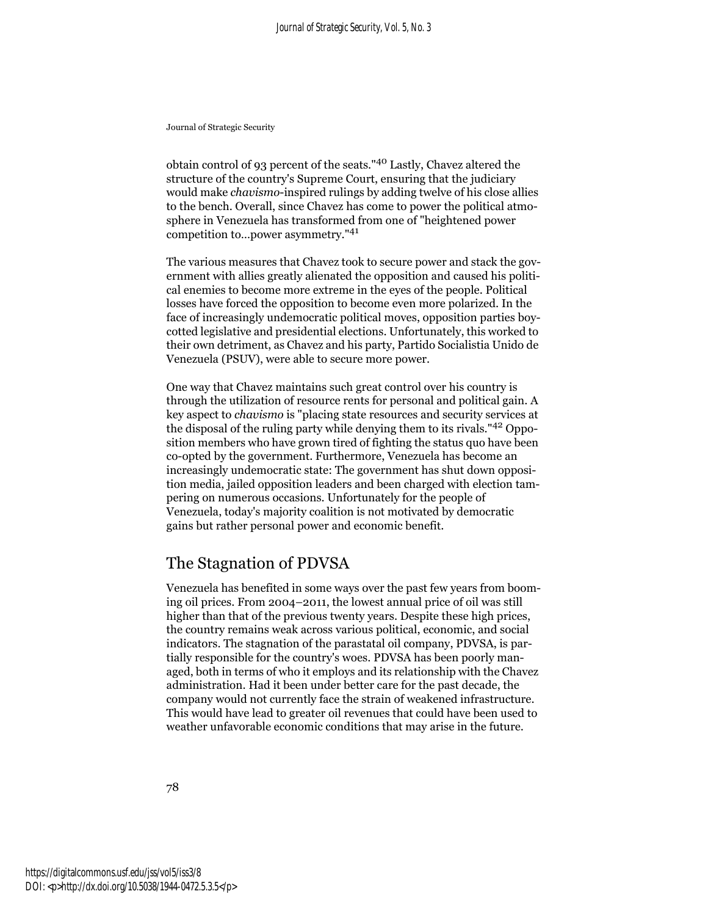obtain control of 93 percent of the seats."[40] Lastly, Chavez altered the structure of the country's Supreme Court, ensuring that the judiciary would make *chavismo*-inspired rulings by adding twelve of his close allies to the bench. Overall, since Chavez has come to power the political atmosphere in Venezuela has transformed from one of "heightened power competition to…power asymmetry."[41]

The various measures that Chavez took to secure power and stack the government with allies greatly alienated the opposition and caused his political enemies to become more extreme in the eyes of the people. Political losses have forced the opposition to become even more polarized. In the face of increasingly undemocratic political moves, opposition parties boycotted legislative and presidential elections. Unfortunately, this worked to their own detriment, as Chavez and his party, Partido Socialistia Unido de Venezuela (PSUV), were able to secure more power.

One way that Chavez maintains such great control over his country is through the utilization of resource rents for personal and political gain. A key aspect to *chavismo* is "placing state resources and security services at the disposal of the ruling party while denying them to its rivals."[42] Opposition members who have grown tired of fighting the status quo have been co-opted by the government. Furthermore, Venezuela has become an increasingly undemocratic state: The government has shut down opposition media, jailed opposition leaders and been charged with election tampering on numerous occasions. Unfortunately for the people of Venezuela, today's majority coalition is not motivated by democratic gains but rather personal power and economic benefit.

## The Stagnation of PDVSA

Venezuela has benefited in some ways over the past few years from booming oil prices. From 2004–2011, the lowest annual price of oil was still higher than that of the previous twenty years. Despite these high prices, the country remains weak across various political, economic, and social indicators. The stagnation of the parastatal oil company, PDVSA, is partially responsible for the country's woes. PDVSA has been poorly managed, both in terms of who it employs and its relationship with the Chavez administration. Had it been under better care for the past decade, the company would not currently face the strain of weakened infrastructure. This would have lead to greater oil revenues that could have been used to weather unfavorable economic conditions that may arise in the future.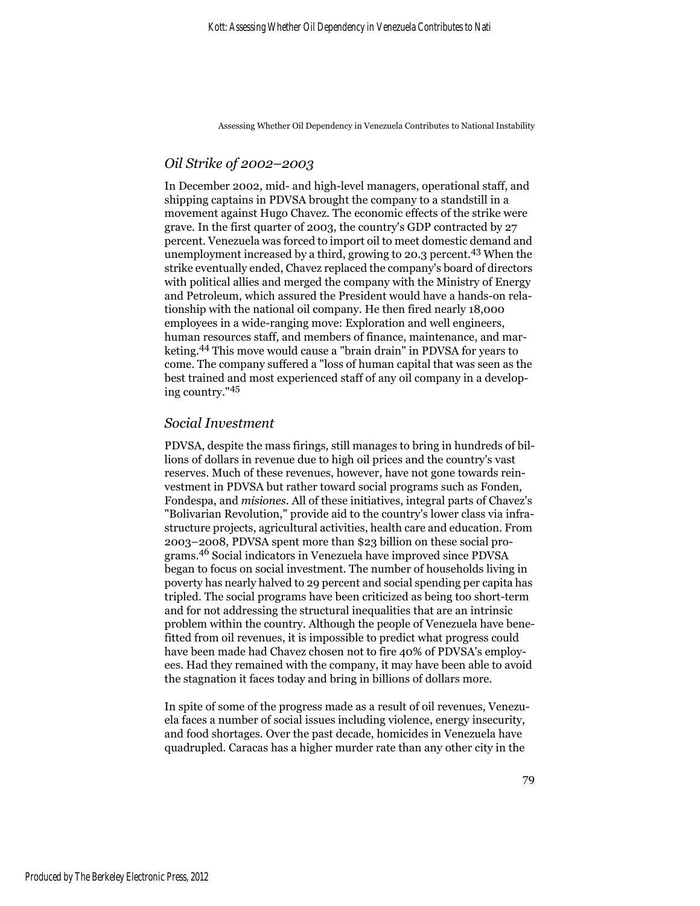### *Oil Strike of 2002–2003*

In December 2002, mid- and high-level managers, operational staff, and shipping captains in PDVSA brought the company to a standstill in a movement against Hugo Chavez. The economic effects of the strike were grave. In the first quarter of 2003, the country's GDP contracted by 27 percent. Venezuela was forced to import oil to meet domestic demand and unemployment increased by a third, growing to 20.3 percent.[43] When the strike eventually ended, Chavez replaced the company's board of directors with political allies and merged the company with the Ministry of Energy and Petroleum, which assured the President would have a hands-on relationship with the national oil company. He then fired nearly 18,000 employees in a wide-ranging move: Exploration and well engineers, human resources staff, and members of finance, maintenance, and marketing.[44] This move would cause a "brain drain" in PDVSA for years to come. The company suffered a "loss of human capital that was seen as the best trained and most experienced staff of any oil company in a developing country."[45]

### *Social Investment*

PDVSA, despite the mass firings, still manages to bring in hundreds of billions of dollars in revenue due to high oil prices and the country's vast reserves. Much of these revenues, however, have not gone towards reinvestment in PDVSA but rather toward social programs such as Fonden, Fondespa, and *misiones*. All of these initiatives, integral parts of Chavez's "Bolivarian Revolution," provide aid to the country's lower class via infrastructure projects, agricultural activities, health care and education. From 2003–2008, PDVSA spent more than $23 billion on these social programs.[46] Social indicators in Venezuela have improved since PDVSA began to focus on social investment. The number of households living in poverty has nearly halved to 29 percent and social spending per capita has tripled. The social programs have been criticized as being too short-term and for not addressing the structural inequalities that are an intrinsic problem within the country. Although the people of Venezuela have benefitted from oil revenues, it is impossible to predict what progress could have been made had Chavez chosen not to fire 40% of PDVSA's employees. Had they remained with the company, it may have been able to avoid the stagnation it faces today and bring in billions of dollars more.

In spite of some of the progress made as a result of oil revenues, Venezuela faces a number of social issues including violence, energy insecurity, and food shortages. Over the past decade, homicides in Venezuela have quadrupled. Caracas has a higher murder rate than any other city in the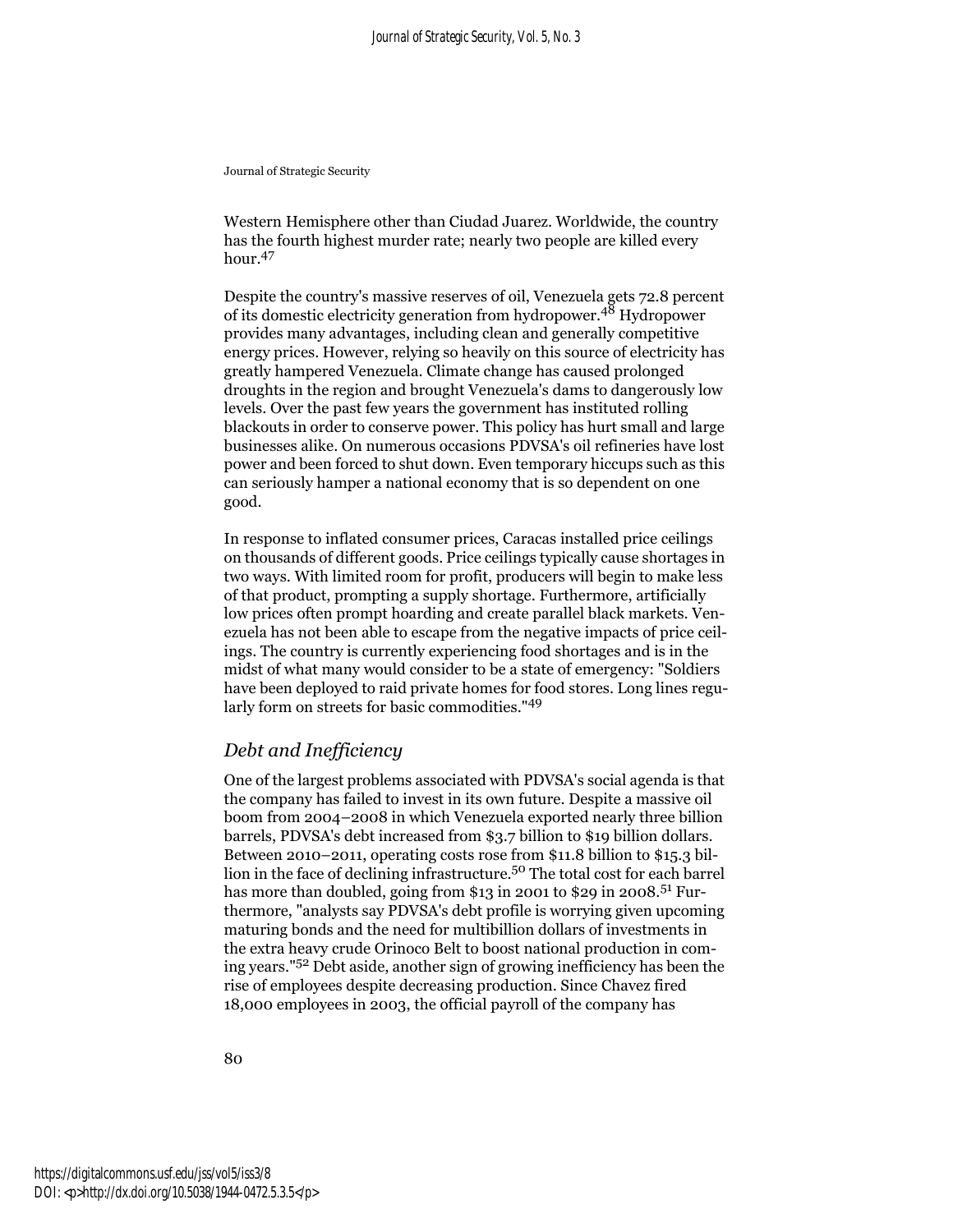Western Hemisphere other than Ciudad Juarez. Worldwide, the country has the fourth highest murder rate; nearly two people are killed every hour.[47]

Despite the country's massive reserves of oil, Venezuela gets 72.8 percent of its domestic electricity generation from hydropower.[48] Hydropower provides many advantages, including clean and generally competitive energy prices. However, relying so heavily on this source of electricity has greatly hampered Venezuela. Climate change has caused prolonged droughts in the region and brought Venezuela's dams to dangerously low levels. Over the past few years the government has instituted rolling blackouts in order to conserve power. This policy has hurt small and large businesses alike. On numerous occasions PDVSA's oil refineries have lost power and been forced to shut down. Even temporary hiccups such as this can seriously hamper a national economy that is so dependent on one good.

In response to inflated consumer prices, Caracas installed price ceilings on thousands of different goods. Price ceilings typically cause shortages in two ways. With limited room for profit, producers will begin to make less of that product, prompting a supply shortage. Furthermore, artificially low prices often prompt hoarding and create parallel black markets. Venezuela has not been able to escape from the negative impacts of price ceilings. The country is currently experiencing food shortages and is in the midst of what many would consider to be a state of emergency: "Soldiers have been deployed to raid private homes for food stores. Long lines regularly form on streets for basic commodities."[49]

## *Debt and Inefficiency*

One of the largest problems associated with PDVSA's social agenda is that the company has failed to invest in its own future. Despite a massive oil boom from 2004–2008 in which Venezuela exported nearly three billion barrels, PDVSA's debt increased from $3.7 billion to $19 billion dollars. Between 2010–2011, operating costs rose from $11.8 billion to $15.3 billion in the face of declining infrastructure.[50] The total cost for each barrel has more than doubled, going from $13 in 2001 to $29 in 2008.[51] Furthermore, "analysts say PDVSA's debt profile is worrying given upcoming maturing bonds and the need for multibillion dollars of investments in the extra heavy crude Orinoco Belt to boost national production in coming years."[52] Debt aside, another sign of growing inefficiency has been the rise of employees despite decreasing production. Since Chavez fired 18,000 employees in 2003, the official payroll of the company has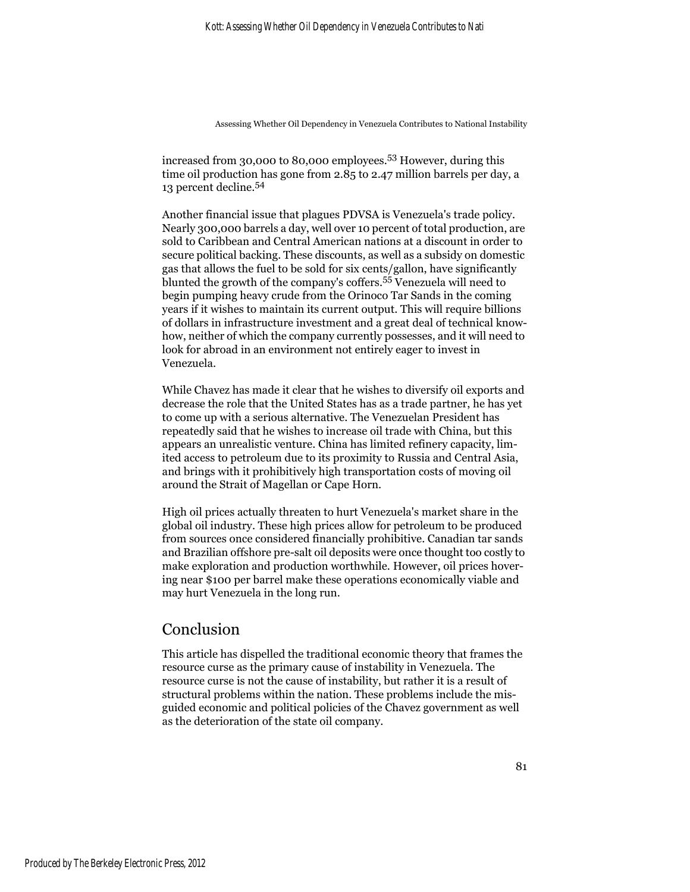increased from 30,000 to 80,000 employees.[53] However, during this time oil production has gone from 2.85 to 2.47 million barrels per day, a 13 percent decline.[54]

Another financial issue that plagues PDVSA is Venezuela's trade policy. Nearly 300,000 barrels a day, well over 10 percent of total production, are sold to Caribbean and Central American nations at a discount in order to secure political backing. These discounts, as well as a subsidy on domestic gas that allows the fuel to be sold for six cents/gallon, have significantly blunted the growth of the company's coffers.[55] Venezuela will need to begin pumping heavy crude from the Orinoco Tar Sands in the coming years if it wishes to maintain its current output. This will require billions of dollars in infrastructure investment and a great deal of technical know-how, neither of which the company currently possesses, and it will need to look for abroad in an environment not entirely eager to invest in Venezuela.

While Chavez has made it clear that he wishes to diversify oil exports and decrease the role that the United States has as a trade partner, he has yet to come up with a serious alternative. The Venezuelan President has repeatedly said that he wishes to increase oil trade with China, but this appears an unrealistic venture. China has limited refinery capacity, limited access to petroleum due to its proximity to Russia and Central Asia, and brings with it prohibitively high transportation costs of moving oil around the Strait of Magellan or Cape Horn.

High oil prices actually threaten to hurt Venezuela's market share in the global oil industry. These high prices allow for petroleum to be produced from sources once considered financially prohibitive. Canadian tar sands and Brazilian offshore pre-salt oil deposits were once thought too costly to make exploration and production worthwhile. However, oil prices hovering near $100 per barrel make these operations economically viable and may hurt Venezuela in the long run.

## Conclusion

This article has dispelled the traditional economic theory that frames the resource curse as the primary cause of instability in Venezuela. The resource curse is not the cause of instability, but rather it is a result of structural problems within the nation. These problems include the misguided economic and political policies of the Chavez government as well as the deterioration of the state oil company.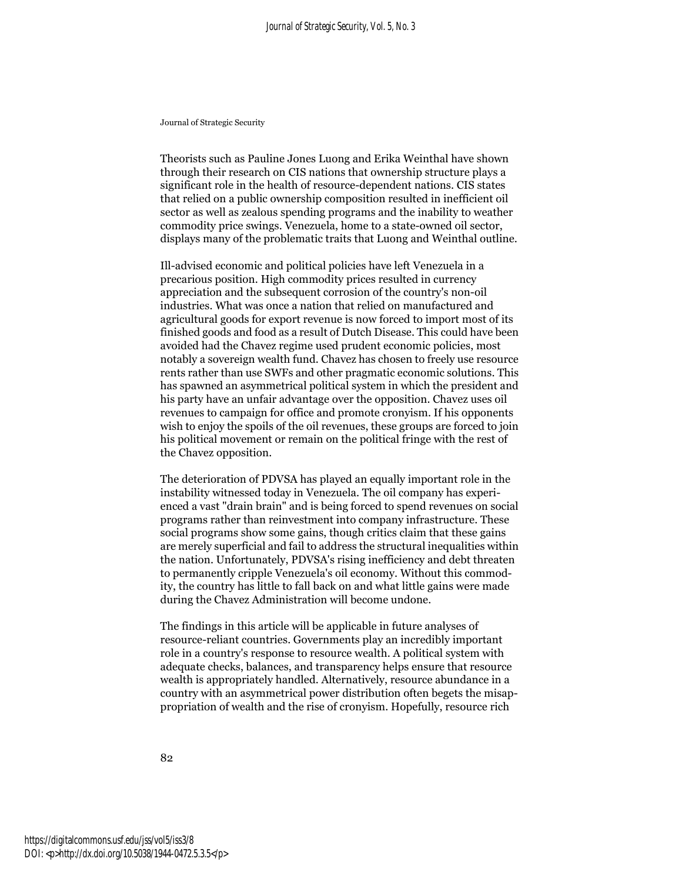Theorists such as Pauline Jones Luong and Erika Weinthal have shown through their research on CIS nations that ownership structure plays a significant role in the health of resource-dependent nations. CIS states that relied on a public ownership composition resulted in inefficient oil sector as well as zealous spending programs and the inability to weather commodity price swings. Venezuela, home to a state-owned oil sector, displays many of the problematic traits that Luong and Weinthal outline.

Ill-advised economic and political policies have left Venezuela in a precarious position. High commodity prices resulted in currency appreciation and the subsequent corrosion of the country's non-oil industries. What was once a nation that relied on manufactured and agricultural goods for export revenue is now forced to import most of its finished goods and food as a result of Dutch Disease. This could have been avoided had the Chavez regime used prudent economic policies, most notably a sovereign wealth fund. Chavez has chosen to freely use resource rents rather than use SWFs and other pragmatic economic solutions. This has spawned an asymmetrical political system in which the president and his party have an unfair advantage over the opposition. Chavez uses oil revenues to campaign for office and promote cronyism. If his opponents wish to enjoy the spoils of the oil revenues, these groups are forced to join his political movement or remain on the political fringe with the rest of the Chavez opposition.

The deterioration of PDVSA has played an equally important role in the instability witnessed today in Venezuela. The oil company has experienced a vast "drain brain" and is being forced to spend revenues on social programs rather than reinvestment into company infrastructure. These social programs show some gains, though critics claim that these gains are merely superficial and fail to address the structural inequalities within the nation. Unfortunately, PDVSA's rising inefficiency and debt threaten to permanently cripple Venezuela's oil economy. Without this commodity, the country has little to fall back on and what little gains were made during the Chavez Administration will become undone.

The findings in this article will be applicable in future analyses of resource-reliant countries. Governments play an incredibly important role in a country's response to resource wealth. A political system with adequate checks, balances, and transparency helps ensure that resource wealth is appropriately handled. Alternatively, resource abundance in a country with an asymmetrical power distribution often begets the misappropriation of wealth and the rise of cronyism. Hopefully, resource rich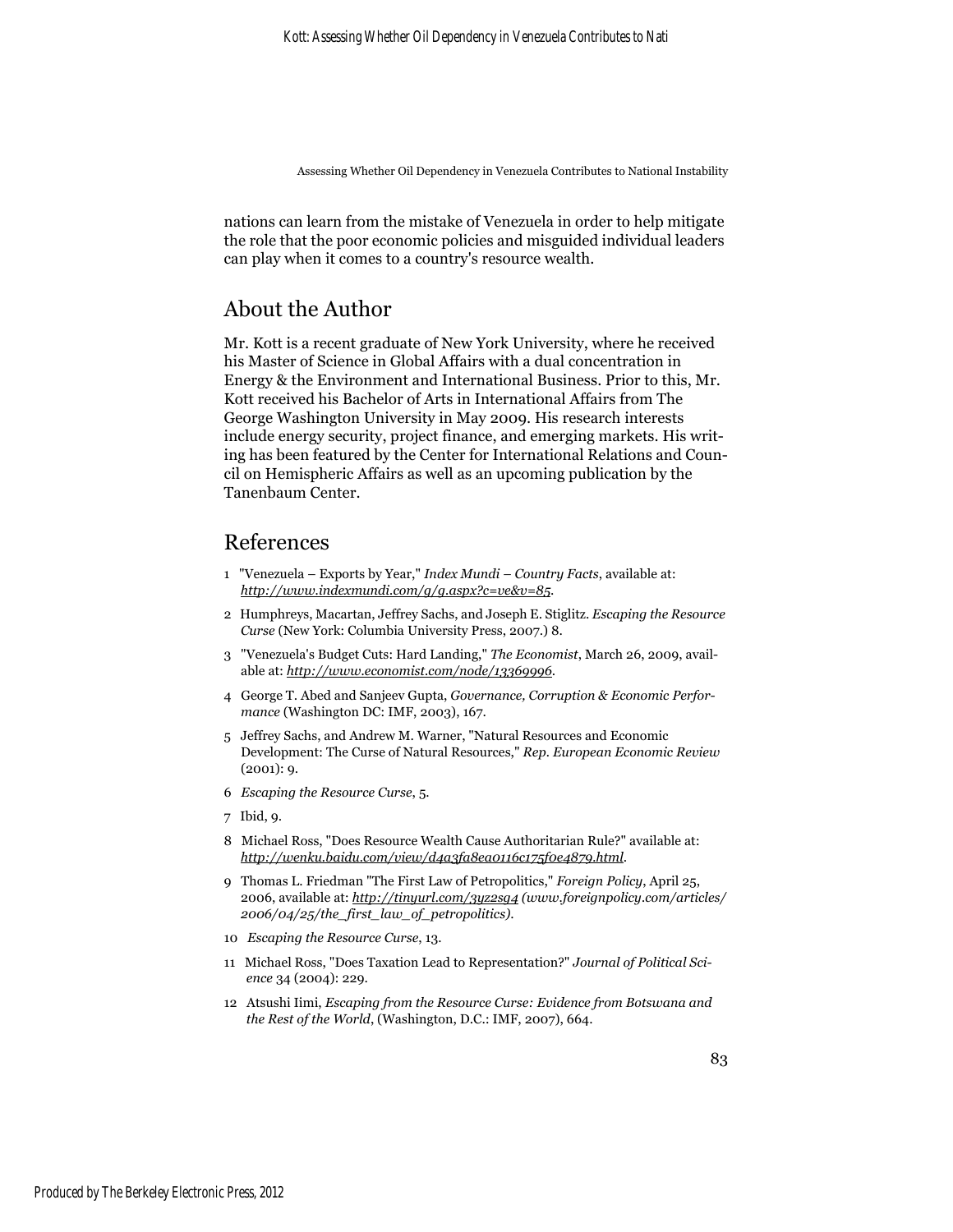nations can learn from the mistake of Venezuela in order to help mitigate the role that the poor economic policies and misguided individual leaders can play when it comes to a country's resource wealth.

## About the Author

Mr. Kott is a recent graduate of New York University, where he received his Master of Science in Global Affairs with a dual concentration in Energy & the Environment and International Business. Prior to this, Mr. Kott received his Bachelor of Arts in International Affairs from The George Washington University in May 2009. His research interests include energy security, project finance, and emerging markets. His writing has been featured by the Center for International Relations and Council on Hemispheric Affairs as well as an upcoming publication by the Tanenbaum Center.

## References

1 "Venezuela – Exports by Year," *Index Mundi – Country Facts*, available at: *http://www.indexmundi.com/g/g.aspx?c=ve&v=85*.

2 Humphreys, Macartan, Jeffrey Sachs, and Joseph E. Stiglitz. *Escaping the Resource Curse* (New York: Columbia University Press, 2007.) 8.

3 "Venezuela's Budget Cuts: Hard Landing," *The Economist*, March 26, 2009, available at: *http://www.economist.com/node/13369996*.

4 George T. Abed and Sanjeev Gupta, *Governance, Corruption & Economic Performance* (Washington DC: IMF, 2003), 167.

5 Jeffrey Sachs, and Andrew M. Warner, "Natural Resources and Economic Development: The Curse of Natural Resources," *Rep. European Economic Review* (2001): 9.

6 *Escaping the Resource Curse*, 5.

7 Ibid, 9.

8 Michael Ross, "Does Resource Wealth Cause Authoritarian Rule?" available at: *http://wenku.baidu.com/view/d4a3fa8ea0116c175f0e4879.html*.

9 Thomas L. Friedman "The First Law of Petropolitics," *Foreign Policy*, April 25, 2006, available at: *http://tinyurl.com/3yz2sg4 (www.foreignpolicy.com/articles/2006/04/25/the_first_law_of_petropolitics)*.

10 *Escaping the Resource Curse*, 13.

11 Michael Ross, "Does Taxation Lead to Representation?" *Journal of Political Science* 34 (2004): 229.

12 Atsushi Iimi, *Escaping from the Resource Curse: Evidence from Botswana and the Rest of the World*, (Washington, D.C.: IMF, 2007), 664.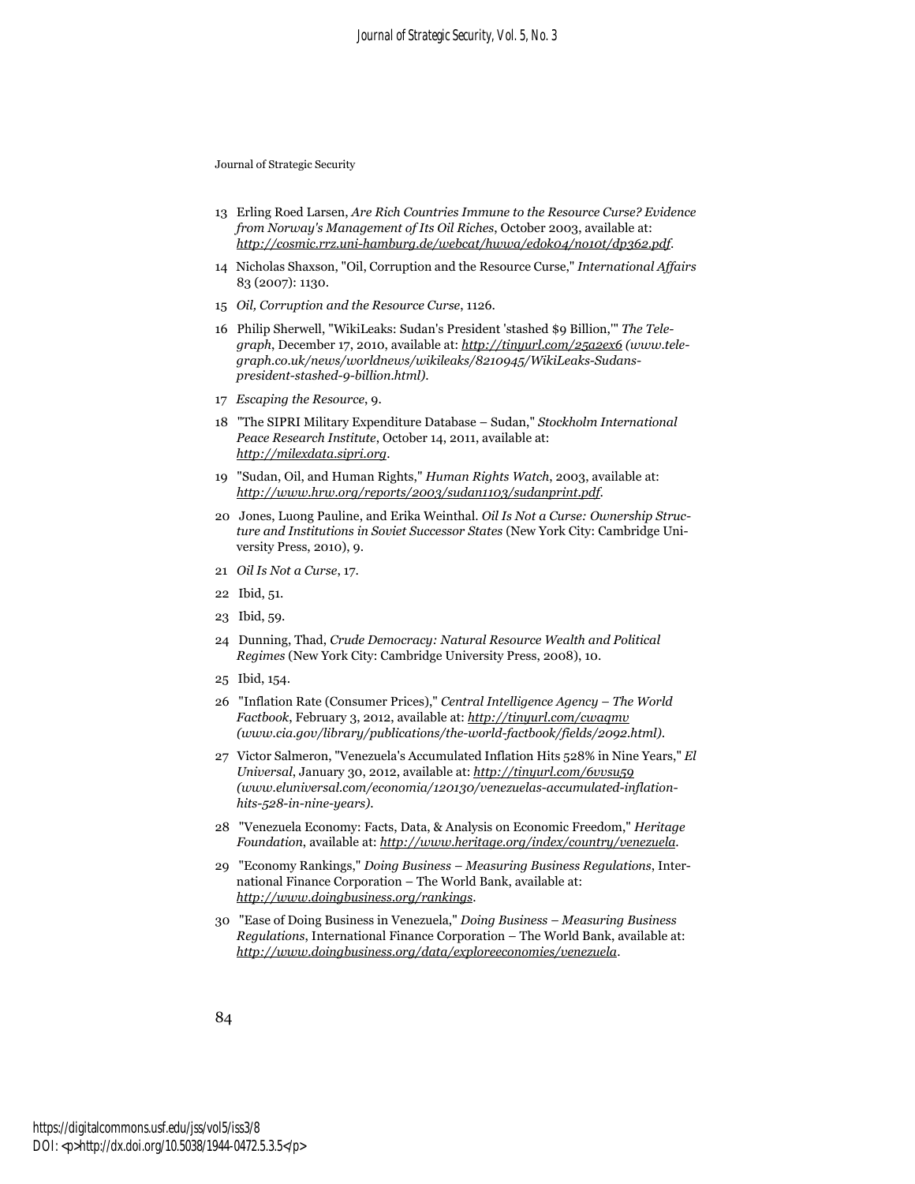13 Erling Roed Larsen, *Are Rich Countries Immune to the Resource Curse? Evidence from Norway's Management of Its Oil Riches*, October 2003, available at: *http://cosmic.rrz.uni-hamburg.de/webcat/hwwa/edok04/n010t/dp362.pdf*.

14 Nicholas Shaxson, "Oil, Corruption and the Resource Curse," *International Affairs* 83 (2007): 1130.

15 *Oil, Corruption and the Resource Curse*, 1126.

16 Philip Sherwell, "WikiLeaks: Sudan's President 'stashed $9 Billion,'" *The Telegraph*, December 17, 2010, available at: *http://tinyurl.com/25a2ex6 (www.telegraph.co.uk/news/worldnews/wikileaks/8210945/WikiLeaks-Sudans-president-stashed-9-billion.html)*.

17 *Escaping the Resource*, 9.

18 "The SIPRI Military Expenditure Database – Sudan," *Stockholm International Peace Research Institute*, October 14, 2011, available at: *http://milexdata.sipri.org*.

19 "Sudan, Oil, and Human Rights," *Human Rights Watch*, 2003, available at: *http://www.hrw.org/reports/2003/sudan1103/sudanprint.pdf*.

20 Jones, Luong Pauline, and Erika Weinthal. *Oil Is Not a Curse: Ownership Structure and Institutions in Soviet Successor States* (New York City: Cambridge University Press, 2010), 9.

21 *Oil Is Not a Curse*, 17.

22 Ibid, 51.

23 Ibid, 59.

24 Dunning, Thad, *Crude Democracy: Natural Resource Wealth and Political Regimes* (New York City: Cambridge University Press, 2008), 10.

25 Ibid, 154.

26 "Inflation Rate (Consumer Prices)," *Central Intelligence Agency – The World Factbook*, February 3, 2012, available at: *http://tinyurl.com/cwaqmv (www.cia.gov/library/publications/the-world-factbook/fields/2092.html)*.

27 Victor Salmeron, "Venezuela's Accumulated Inflation Hits 528% in Nine Years," *El Universal*, January 30, 2012, available at: *http://tinyurl.com/6vvsu59 (www.eluniversal.com/economia/120130/venezuelas-accumulated-inflation-hits-528-in-nine-years)*.

28 "Venezuela Economy: Facts, Data, & Analysis on Economic Freedom," *Heritage Foundation*, available at: *http://www.heritage.org/index/country/venezuela*.

29 "Economy Rankings," *Doing Business – Measuring Business Regulations*, International Finance Corporation – The World Bank, available at: *http://www.doingbusiness.org/rankings*.

30 "Ease of Doing Business in Venezuela," *Doing Business – Measuring Business Regulations*, International Finance Corporation – The World Bank, available at: *http://www.doingbusiness.org/data/exploreeconomies/venezuela*.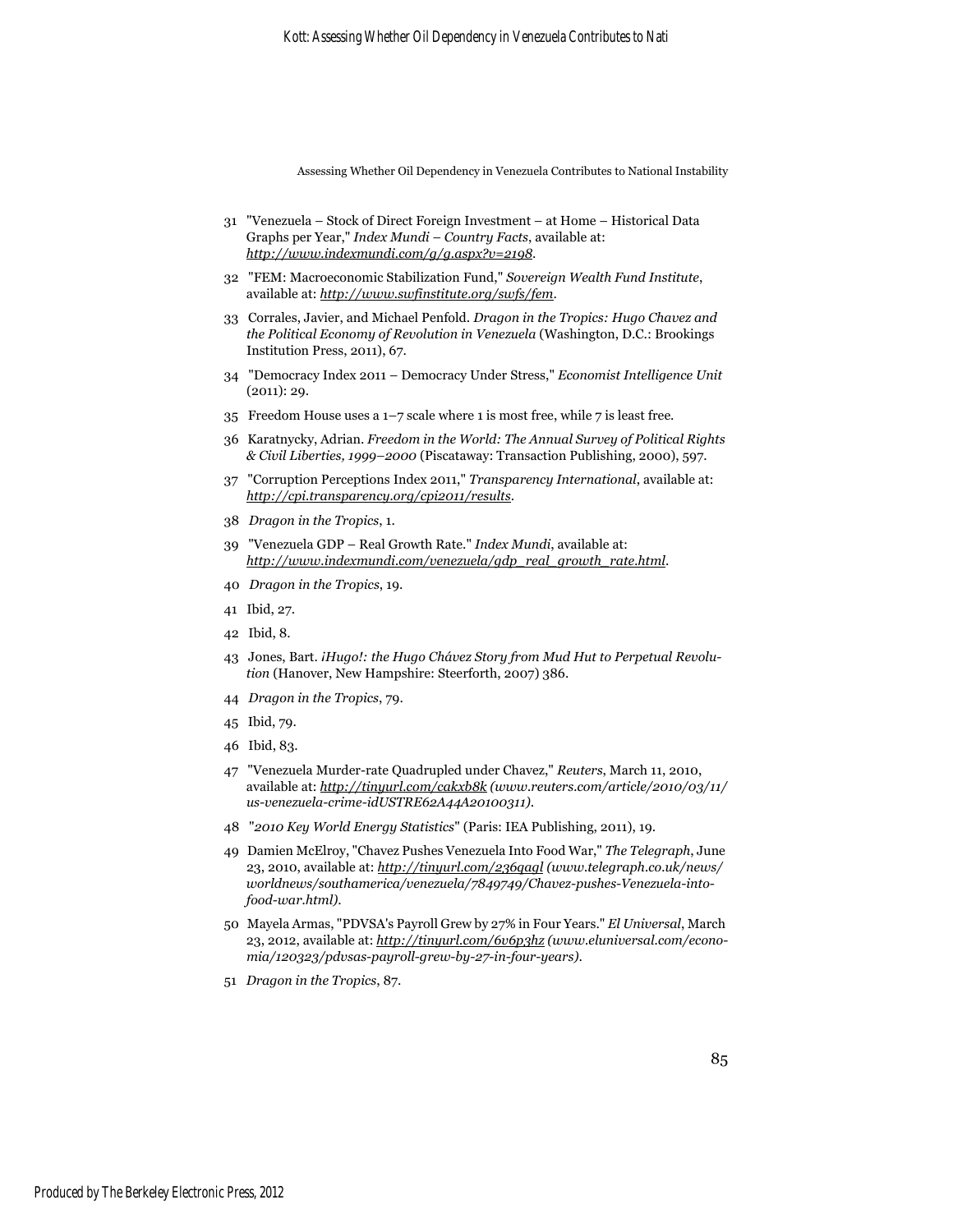31 "Venezuela – Stock of Direct Foreign Investment – at Home – Historical Data Graphs per Year," *Index Mundi – Country Facts*, available at: *http://www.indexmundi.com/g/g.aspx?v=2198*.

32 "FEM: Macroeconomic Stabilization Fund," *Sovereign Wealth Fund Institute*, available at: *http://www.swfinstitute.org/swfs/fem*.

33 Corrales, Javier, and Michael Penfold. *Dragon in the Tropics: Hugo Chavez and the Political Economy of Revolution in Venezuela* (Washington, D.C.: Brookings Institution Press, 2011), 67.

34 "Democracy Index 2011 – Democracy Under Stress," *Economist Intelligence Unit* (2011): 29.

35 Freedom House uses a 1–7 scale where 1 is most free, while 7 is least free.

36 Karatnycky, Adrian. *Freedom in the World: The Annual Survey of Political Rights & Civil Liberties, 1999–2000* (Piscataway: Transaction Publishing, 2000), 597.

37 "Corruption Perceptions Index 2011," *Transparency International*, available at: *http://cpi.transparency.org/cpi2011/results*.

38 *Dragon in the Tropics*, 1.

39 "Venezuela GDP – Real Growth Rate." *Index Mundi*, available at: *http://www.indexmundi.com/venezuela/gdp_real_growth_rate.html*.

40 *Dragon in the Tropics*, 19.

41 Ibid, 27.

42 Ibid, 8.

43 Jones, Bart. *¡Hugo!: the Hugo Chávez Story from Mud Hut to Perpetual Revolution* (Hanover, New Hampshire: Steerforth, 2007) 386.

44 *Dragon in the Tropics*, 79.

45 Ibid, 79.

46 Ibid, 83.

47 "Venezuela Murder-rate Quadrupled under Chavez," *Reuters*, March 11, 2010, available at: *http://tinyurl.com/cakxb8k (www.reuters.com/article/2010/03/11/us-venezuela-crime-idUSTRE62A44A20100311)*.

48 "*2010 Key World Energy Statistics*" (Paris: IEA Publishing, 2011), 19.

49 Damien McElroy, "Chavez Pushes Venezuela Into Food War," *The Telegraph*, June 23, 2010, available at: *http://tinyurl.com/236qagl (www.telegraph.co.uk/news/worldnews/southamerica/venezuela/7849749/Chavez-pushes-Venezuela-into-food-war.html)*.

50 Mayela Armas, "PDVSA's Payroll Grew by 27% in Four Years." *El Universal*, March 23, 2012, available at: *http://tinyurl.com/6v6p3hz (www.eluniversal.com/economia/120323/pdvsas-payroll-grew-by-27-in-four-years)*.

51 *Dragon in the Tropics*, 87.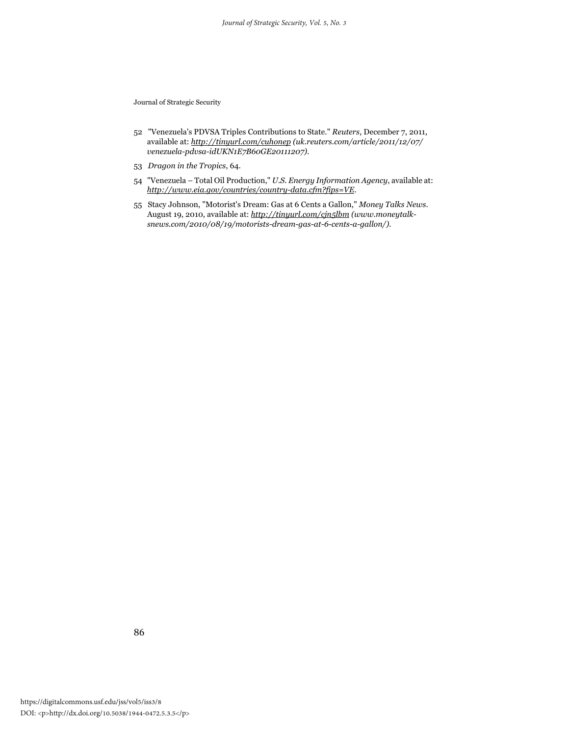52 "Venezuela's PDVSA Triples Contributions to State." *Reuters*, December 7, 2011, available at: *http://tinyurl.com/cuhonep (uk.reuters.com/article/2011/12/07/venezuela-pdvsa-idUKN1E7B60GE20111207).*

53 *Dragon in the Tropics*, 64.

54 "Venezuela – Total Oil Production," *U.S. Energy Information Agency*, available at: *http://www.eia.gov/countries/country-data.cfm?fips=VE.*

55 Stacy Johnson, "Motorist's Dream: Gas at 6 Cents a Gallon," *Money Talks News*. August 19, 2010, available at: *http://tinyurl.com/cjn5lbm (www.moneytalksnews.com/2010/08/19/motorists-dream-gas-at-6-cents-a-gallon/).*